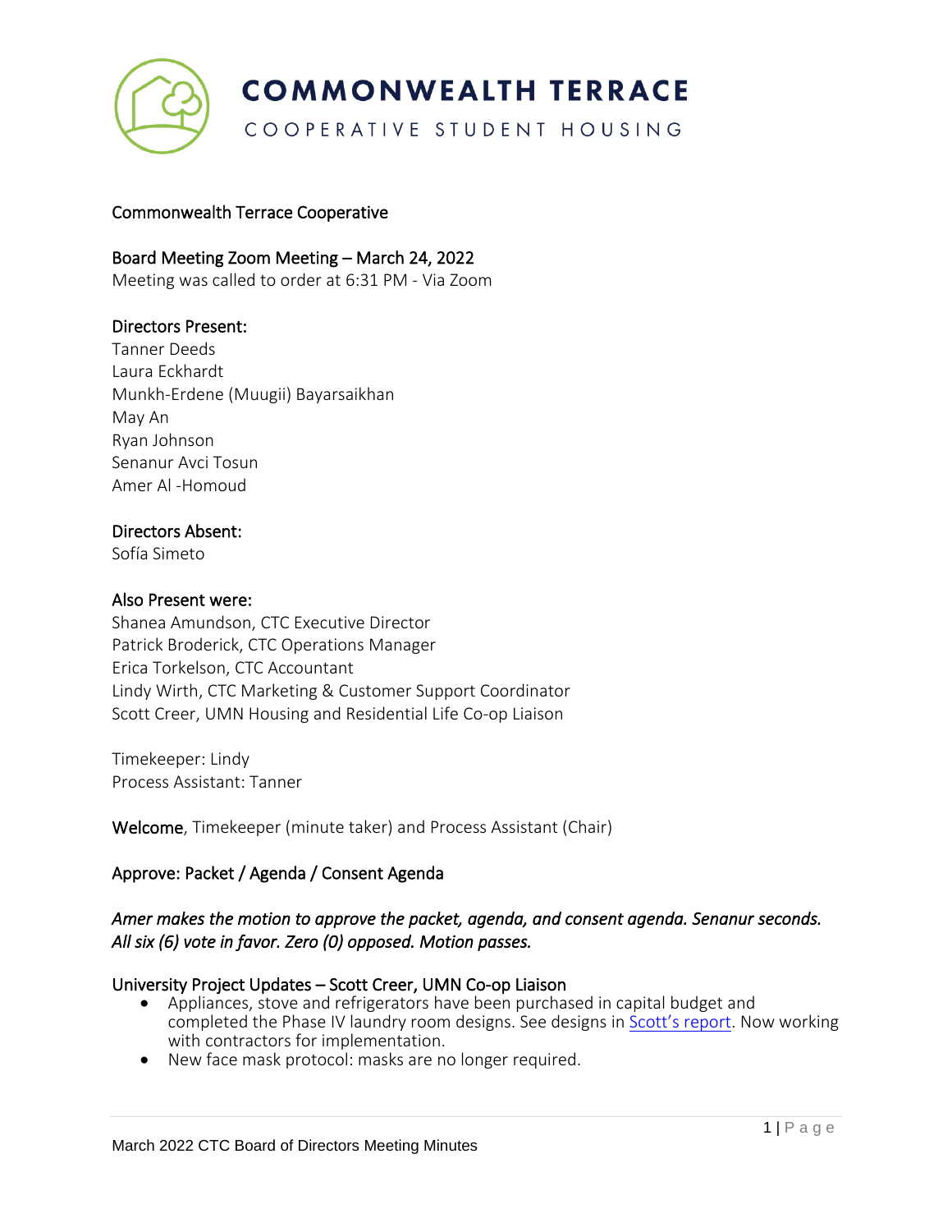# COMMONWEALTH TERRACE

COOPERATIVE STUDENT HOUSING

Commonwealth Terrace Cooperative

Board Meeting Zoom Meeting – March 24, 2022

Meeting was called to order at 6:31 PM - Via Zoom

## Directors Present:

Tanner Deeds
Laura Eckhardt
Munkh-Erdene (Muugii) Bayarsaikhan
May An
Ryan Johnson
Senanur Avci Tosun
Amer Al -Homoud

## Directors Absent:

Sofía Simeto

## Also Present were:

Shanea Amundson, CTC Executive Director
Patrick Broderick, CTC Operations Manager
Erica Torkelson, CTC Accountant
Lindy Wirth, CTC Marketing & Customer Support Coordinator
Scott Creer, UMN Housing and Residential Life Co-op Liaison

Timekeeper: Lindy
Process Assistant: Tanner

**Welcome**, Timekeeper (minute taker) and Process Assistant (Chair)

## Approve: Packet / Agenda / Consent Agenda

*Amer makes the motion to approve the packet, agenda, and consent agenda. Senanur seconds. All six (6) vote in favor. Zero (0) opposed. Motion passes.*

## University Project Updates – Scott Creer, UMN Co-op Liaison

- Appliances, stove and refrigerators have been purchased in capital budget and completed the Phase IV laundry room designs. See designs in Scott's report. Now working with contractors for implementation.
- New face mask protocol: masks are no longer required.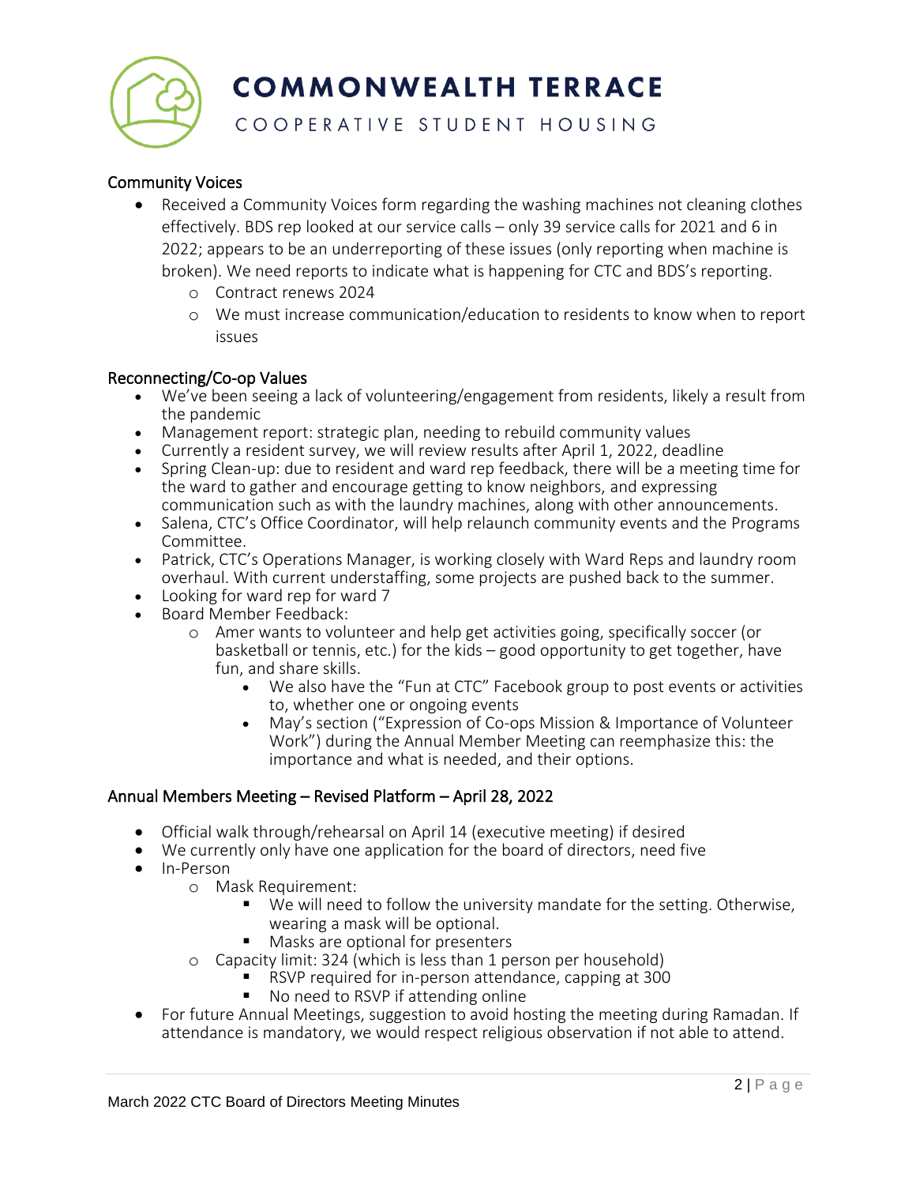## Community Voices

- Received a Community Voices form regarding the washing machines not cleaning clothes effectively. BDS rep looked at our service calls – only 39 service calls for 2021 and 6 in 2022; appears to be an underreporting of these issues (only reporting when machine is broken). We need reports to indicate what is happening for CTC and BDS's reporting.
  - Contract renews 2024
  - We must increase communication/education to residents to know when to report issues

## Reconnecting/Co-op Values

- We've been seeing a lack of volunteering/engagement from residents, likely a result from the pandemic
- Management report: strategic plan, needing to rebuild community values
- Currently a resident survey, we will review results after April 1, 2022, deadline
- Spring Clean-up: due to resident and ward rep feedback, there will be a meeting time for the ward to gather and encourage getting to know neighbors, and expressing communication such as with the laundry machines, along with other announcements.
- Salena, CTC's Office Coordinator, will help relaunch community events and the Programs Committee.
- Patrick, CTC's Operations Manager, is working closely with Ward Reps and laundry room overhaul. With current understaffing, some projects are pushed back to the summer.
- Looking for ward rep for ward 7
- Board Member Feedback:
  - Amer wants to volunteer and help get activities going, specifically soccer (or basketball or tennis, etc.) for the kids – good opportunity to get together, have fun, and share skills.
    - We also have the "Fun at CTC" Facebook group to post events or activities to, whether one or ongoing events
    - May's section ("Expression of Co-ops Mission & Importance of Volunteer Work") during the Annual Member Meeting can reemphasize this: the importance and what is needed, and their options.

## Annual Members Meeting – Revised Platform – April 28, 2022

- Official walk through/rehearsal on April 14 (executive meeting) if desired
- We currently only have one application for the board of directors, need five
- In-Person
  - Mask Requirement:
    - We will need to follow the university mandate for the setting. Otherwise, wearing a mask will be optional.
    - Masks are optional for presenters
  - Capacity limit: 324 (which is less than 1 person per household)
    - RSVP required for in-person attendance, capping at 300
    - No need to RSVP if attending online
- For future Annual Meetings, suggestion to avoid hosting the meeting during Ramadan. If attendance is mandatory, we would respect religious observation if not able to attend.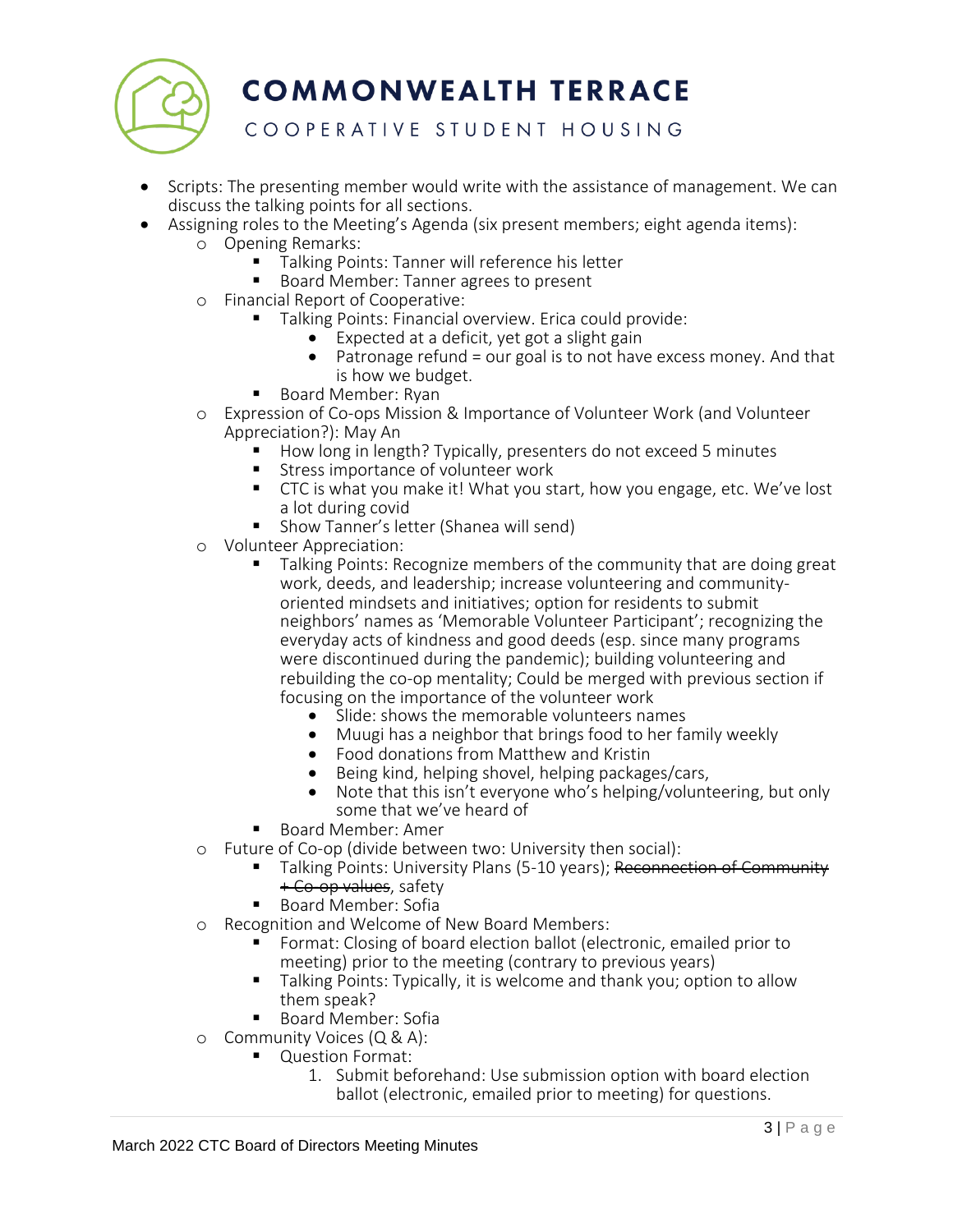- Scripts: The presenting member would write with the assistance of management. We can discuss the talking points for all sections.
- Assigning roles to the Meeting's Agenda (six present members; eight agenda items):
  - Opening Remarks:
    - Talking Points: Tanner will reference his letter
    - Board Member: Tanner agrees to present
  - Financial Report of Cooperative:
    - Talking Points: Financial overview. Erica could provide:
      - Expected at a deficit, yet got a slight gain
      - Patronage refund = our goal is to not have excess money. And that is how we budget.
    - Board Member: Ryan
  - Expression of Co-ops Mission & Importance of Volunteer Work (and Volunteer Appreciation?): May An
    - How long in length? Typically, presenters do not exceed 5 minutes
    - Stress importance of volunteer work
    - CTC is what you make it! What you start, how you engage, etc. We've lost a lot during covid
    - Show Tanner's letter (Shanea will send)
  - Volunteer Appreciation:
    - Talking Points: Recognize members of the community that are doing great work, deeds, and leadership; increase volunteering and community-oriented mindsets and initiatives; option for residents to submit neighbors' names as 'Memorable Volunteer Participant'; recognizing the everyday acts of kindness and good deeds (esp. since many programs were discontinued during the pandemic); building volunteering and rebuilding the co-op mentality; Could be merged with previous section if focusing on the importance of the volunteer work
      - Slide: shows the memorable volunteers names
      - Muugi has a neighbor that brings food to her family weekly
      - Food donations from Matthew and Kristin
      - Being kind, helping shovel, helping packages/cars,
      - Note that this isn't everyone who's helping/volunteering, but only some that we've heard of
    - Board Member: Amer
  - Future of Co-op (divide between two: University then social):
    - Talking Points: University Plans (5-10 years); ~~Reconnection of Community + Co-op values~~, safety
    - Board Member: Sofia
  - Recognition and Welcome of New Board Members:
    - Format: Closing of board election ballot (electronic, emailed prior to meeting) prior to the meeting (contrary to previous years)
    - Talking Points: Typically, it is welcome and thank you; option to allow them speak?
    - Board Member: Sofia
  - Community Voices (Q & A):
    - Question Format:
      1. Submit beforehand: Use submission option with board election ballot (electronic, emailed prior to meeting) for questions.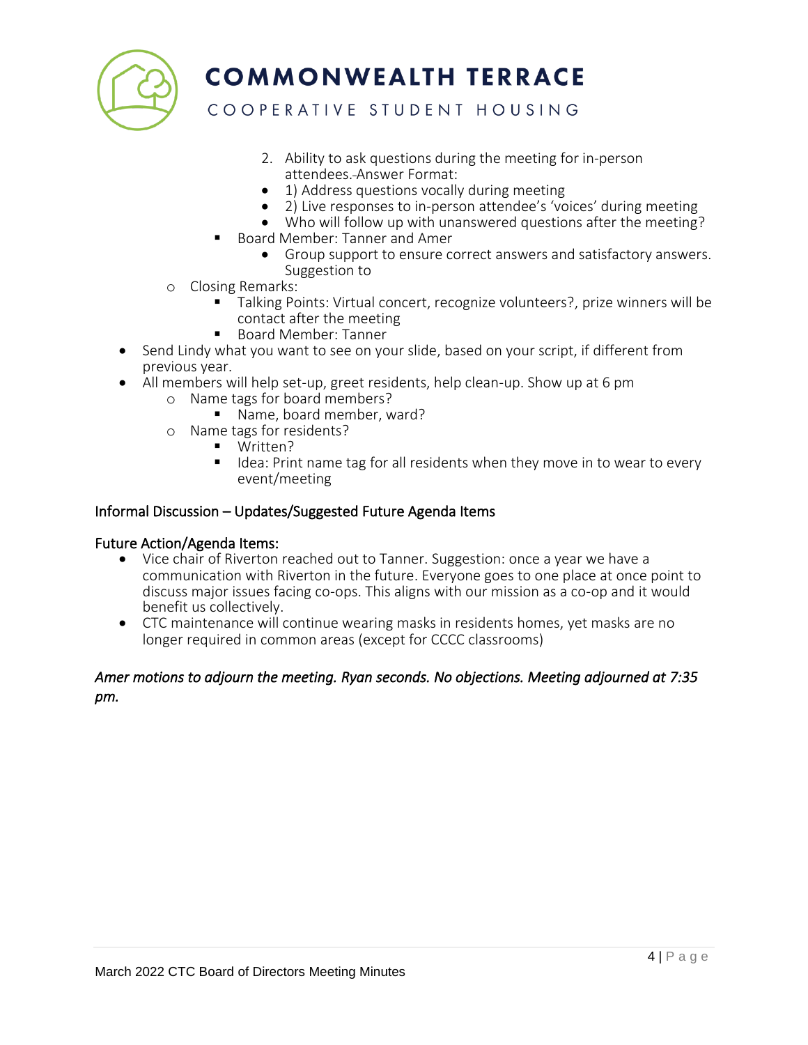2. Ability to ask questions during the meeting for in-person attendees. Answer Format:
   - 1) Address questions vocally during meeting
   - 2) Live responses to in-person attendee's 'voices' during meeting
   - Who will follow up with unanswered questions after the meeting?
     - Board Member: Tanner and Amer
       - Group support to ensure correct answers and satisfactory answers. Suggestion to
   - Closing Remarks:
     - Talking Points: Virtual concert, recognize volunteers?, prize winners will be contact after the meeting
     - Board Member: Tanner

- Send Lindy what you want to see on your slide, based on your script, if different from previous year.
- All members will help set-up, greet residents, help clean-up. Show up at 6 pm
  - Name tags for board members?
    - Name, board member, ward?
  - Name tags for residents?
    - Written?
    - Idea: Print name tag for all residents when they move in to wear to every event/meeting

## Informal Discussion – Updates/Suggested Future Agenda Items

### Future Action/Agenda Items:

- Vice chair of Riverton reached out to Tanner. Suggestion: once a year we have a communication with Riverton in the future. Everyone goes to one place at once point to discuss major issues facing co-ops. This aligns with our mission as a co-op and it would benefit us collectively.
- CTC maintenance will continue wearing masks in residents homes, yet masks are no longer required in common areas (except for CCCC classrooms)

*Amer motions to adjourn the meeting. Ryan seconds. No objections. Meeting adjourned at 7:35 pm.*